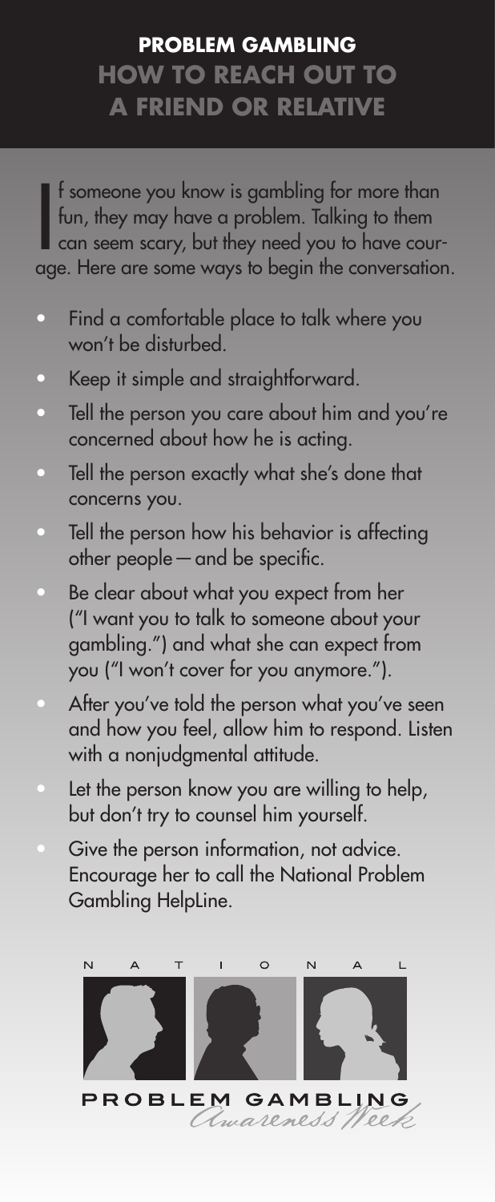# PROBLEM GAMBLING
## HOW TO REACH OUT TO A FRIEND OR RELATIVE

If someone you know is gambling for more than fun, they may have a problem. Talking to them can seem scary, but they need you to have courage. Here are some ways to begin the conversation.

- Find a comfortable place to talk where you won't be disturbed.
- Keep it simple and straightforward.
- Tell the person you care about him and you're concerned about how he is acting.
- Tell the person exactly what she's done that concerns you.
- Tell the person how his behavior is affecting other people—and be specific.
- Be clear about what you expect from her ("I want you to talk to someone about your gambling.") and what she can expect from you ("I won't cover for you anymore.").
- After you've told the person what you've seen and how you feel, allow him to respond. Listen with a nonjudgmental attitude.
- Let the person know you are willing to help, but don't try to counsel him yourself.
- Give the person information, not advice. Encourage her to call the National Problem Gambling HelpLine.

NATIONAL

PROBLEM GAMBLING *Awareness Week*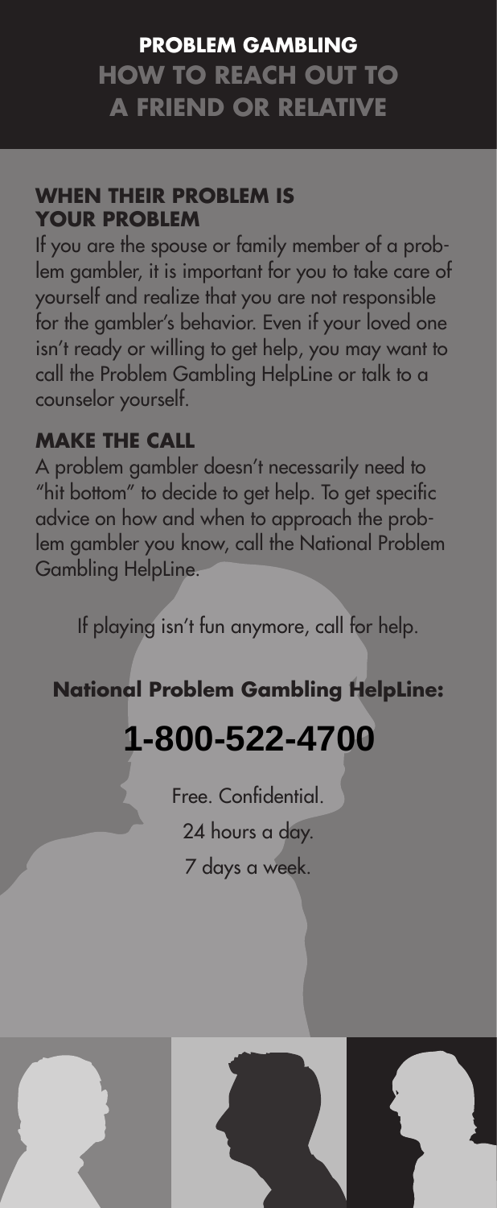# PROBLEM GAMBLING
# HOW TO REACH OUT TO A FRIEND OR RELATIVE

## WHEN THEIR PROBLEM IS YOUR PROBLEM

If you are the spouse or family member of a problem gambler, it is important for you to take care of yourself and realize that you are not responsible for the gambler's behavior. Even if your loved one isn't ready or willing to get help, you may want to call the Problem Gambling HelpLine or talk to a counselor yourself.

## MAKE THE CALL

A problem gambler doesn't necessarily need to "hit bottom" to decide to get help. To get specific advice on how and when to approach the problem gambler you know, call the National Problem Gambling HelpLine.

If playing isn't fun anymore, call for help.

**National Problem Gambling HelpLine:**

# 1-800-522-4700

Free. Confidential.

24 hours a day.

7 days a week.